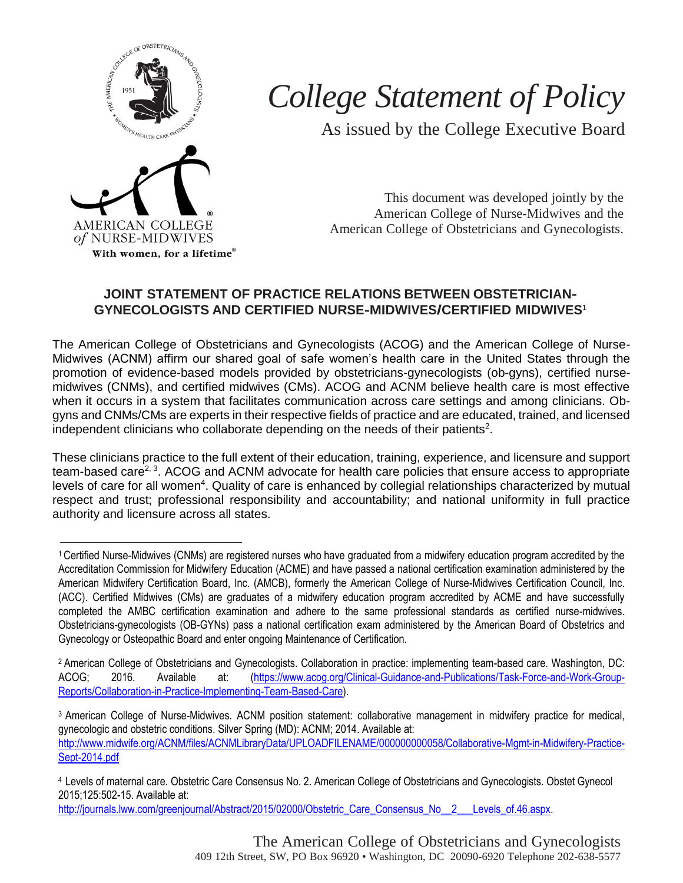# *College Statement of Policy*

As issued by the College Executive Board

This document was developed jointly by the American College of Nurse-Midwives and the American College of Obstetricians and Gynecologists.

## JOINT STATEMENT OF PRACTICE RELATIONS BETWEEN OBSTETRICIAN-GYNECOLOGISTS AND CERTIFIED NURSE-MIDWIVES/CERTIFIED MIDWIVES[1]

The American College of Obstetricians and Gynecologists (ACOG) and the American College of Nurse-Midwives (ACNM) affirm our shared goal of safe women's health care in the United States through the promotion of evidence-based models provided by obstetricians-gynecologists (ob-gyns), certified nurse-midwives (CNMs), and certified midwives (CMs). ACOG and ACNM believe health care is most effective when it occurs in a system that facilitates communication across care settings and among clinicians. Ob-gyns and CNMs/CMs are experts in their respective fields of practice and are educated, trained, and licensed independent clinicians who collaborate depending on the needs of their patients[2].

These clinicians practice to the full extent of their education, training, experience, and licensure and support team-based care[2, 3]. ACOG and ACNM advocate for health care policies that ensure access to appropriate levels of care for all women[4]. Quality of care is enhanced by collegial relationships characterized by mutual respect and trust; professional responsibility and accountability; and national uniformity in full practice authority and licensure across all states.

---

[1] Certified Nurse-Midwives (CNMs) are registered nurses who have graduated from a midwifery education program accredited by the Accreditation Commission for Midwifery Education (ACME) and have passed a national certification examination administered by the American Midwifery Certification Board, Inc. (AMCB), formerly the American College of Nurse-Midwives Certification Council, Inc. (ACC). Certified Midwives (CMs) are graduates of a midwifery education program accredited by ACME and have successfully completed the AMBC certification examination and adhere to the same professional standards as certified nurse-midwives. Obstetricians-gynecologists (OB-GYNs) pass a national certification exam administered by the American Board of Obstetrics and Gynecology or Osteopathic Board and enter ongoing Maintenance of Certification.

[2] American College of Obstetricians and Gynecologists. Collaboration in practice: implementing team-based care. Washington, DC: ACOG; 2016. Available at: (https://www.acog.org/Clinical-Guidance-and-Publications/Task-Force-and-Work-Group-Reports/Collaboration-in-Practice-Implementing-Team-Based-Care).

[3] American College of Nurse-Midwives. ACNM position statement: collaborative management in midwifery practice for medical, gynecologic and obstetric conditions. Silver Spring (MD): ACNM; 2014. Available at: http://www.midwife.org/ACNM/files/ACNMLibraryData/UPLOADFILENAME/000000000058/Collaborative-Mgmt-in-Midwifery-Practice-Sept-2014.pdf

[4] Levels of maternal care. Obstetric Care Consensus No. 2. American College of Obstetricians and Gynecologists. Obstet Gynecol 2015;125:502-15. Available at: http://journals.lww.com/greenjournal/Abstract/2015/02000/Obstetric_Care_Consensus_No__2___Levels_of.46.aspx.

The American College of Obstetricians and Gynecologists
409 12th Street, SW, PO Box 96920 • Washington, DC 20090-6920 Telephone 202-638-5577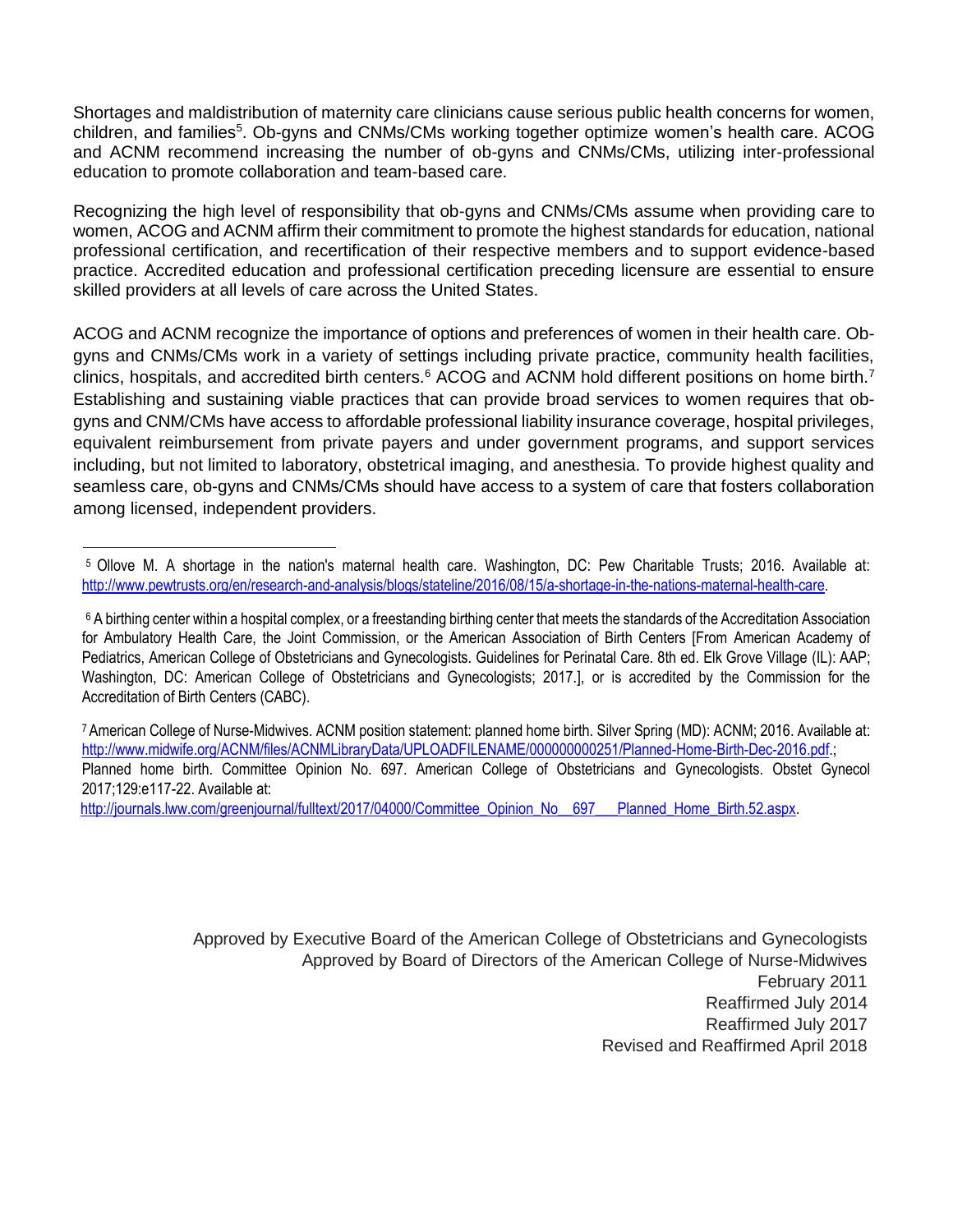Shortages and maldistribution of maternity care clinicians cause serious public health concerns for women, children, and families[5]. Ob-gyns and CNMs/CMs working together optimize women's health care. ACOG and ACNM recommend increasing the number of ob-gyns and CNMs/CMs, utilizing inter-professional education to promote collaboration and team-based care.

Recognizing the high level of responsibility that ob-gyns and CNMs/CMs assume when providing care to women, ACOG and ACNM affirm their commitment to promote the highest standards for education, national professional certification, and recertification of their respective members and to support evidence-based practice. Accredited education and professional certification preceding licensure are essential to ensure skilled providers at all levels of care across the United States.

ACOG and ACNM recognize the importance of options and preferences of women in their health care. Ob-gyns and CNMs/CMs work in a variety of settings including private practice, community health facilities, clinics, hospitals, and accredited birth centers.[6] ACOG and ACNM hold different positions on home birth.[7] Establishing and sustaining viable practices that can provide broad services to women requires that ob-gyns and CNM/CMs have access to affordable professional liability insurance coverage, hospital privileges, equivalent reimbursement from private payers and under government programs, and support services including, but not limited to laboratory, obstetrical imaging, and anesthesia. To provide highest quality and seamless care, ob-gyns and CNMs/CMs should have access to a system of care that fosters collaboration among licensed, independent providers.

---

[5] Ollove M. A shortage in the nation's maternal health care. Washington, DC: Pew Charitable Trusts; 2016. Available at: http://www.pewtrusts.org/en/research-and-analysis/blogs/stateline/2016/08/15/a-shortage-in-the-nations-maternal-health-care.

[6] A birthing center within a hospital complex, or a freestanding birthing center that meets the standards of the Accreditation Association for Ambulatory Health Care, the Joint Commission, or the American Association of Birth Centers [From American Academy of Pediatrics, American College of Obstetricians and Gynecologists. Guidelines for Perinatal Care. 8th ed. Elk Grove Village (IL): AAP; Washington, DC: American College of Obstetricians and Gynecologists; 2017.], or is accredited by the Commission for the Accreditation of Birth Centers (CABC).

[7] American College of Nurse-Midwives. ACNM position statement: planned home birth. Silver Spring (MD): ACNM; 2016. Available at: http://www.midwife.org/ACNM/files/ACNMLibraryData/UPLOADFILENAME/000000000251/Planned-Home-Birth-Dec-2016.pdf.; Planned home birth. Committee Opinion No. 697. American College of Obstetricians and Gynecologists. Obstet Gynecol 2017;129:e117-22. Available at: http://journals.lww.com/greenjournal/fulltext/2017/04000/Committee_Opinion_No__697___Planned_Home_Birth.52.aspx.

Approved by Executive Board of the American College of Obstetricians and Gynecologists
Approved by Board of Directors of the American College of Nurse-Midwives
February 2011
Reaffirmed July 2014
Reaffirmed July 2017
Revised and Reaffirmed April 2018